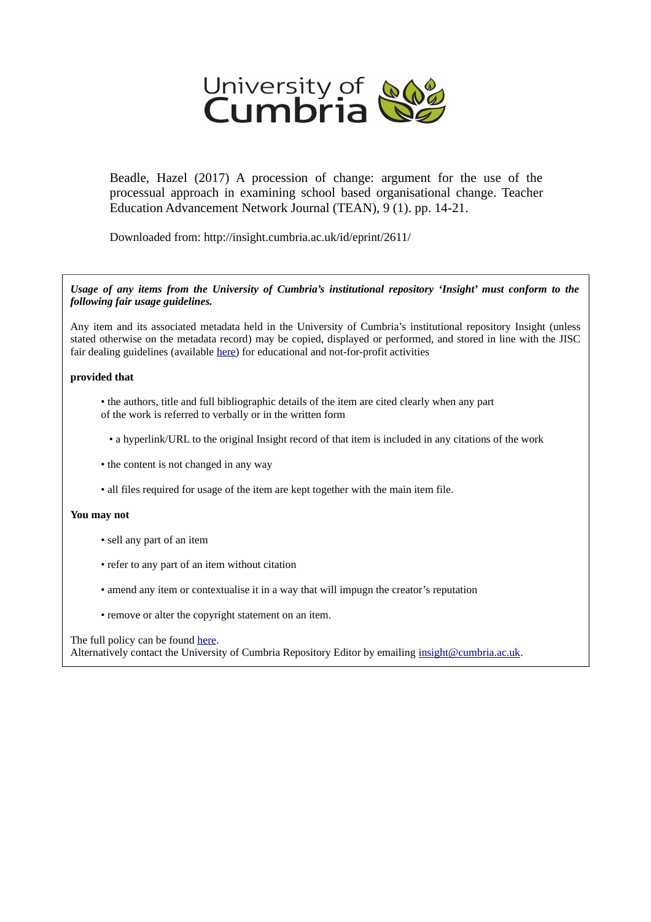University of Cumbria

Beadle, Hazel (2017) A procession of change: argument for the use of the processual approach in examining school based organisational change. Teacher Education Advancement Network Journal (TEAN), 9 (1). pp. 14-21.

Downloaded from: http://insight.cumbria.ac.uk/id/eprint/2611/

***Usage of any items from the University of Cumbria's institutional repository 'Insight' must conform to the following fair usage guidelines.***

Any item and its associated metadata held in the University of Cumbria's institutional repository Insight (unless stated otherwise on the metadata record) may be copied, displayed or performed, and stored in line with the JISC fair dealing guidelines (available [here](#)) for educational and not-for-profit activities

**provided that**

- the authors, title and full bibliographic details of the item are cited clearly when any part of the work is referred to verbally or in the written form
- a hyperlink/URL to the original Insight record of that item is included in any citations of the work
- the content is not changed in any way
- all files required for usage of the item are kept together with the main item file.

**You may not**

- sell any part of an item
- refer to any part of an item without citation
- amend any item or contextualise it in a way that will impugn the creator's reputation
- remove or alter the copyright statement on an item.

The full policy can be found [here](#).
Alternatively contact the University of Cumbria Repository Editor by emailing insight@cumbria.ac.uk.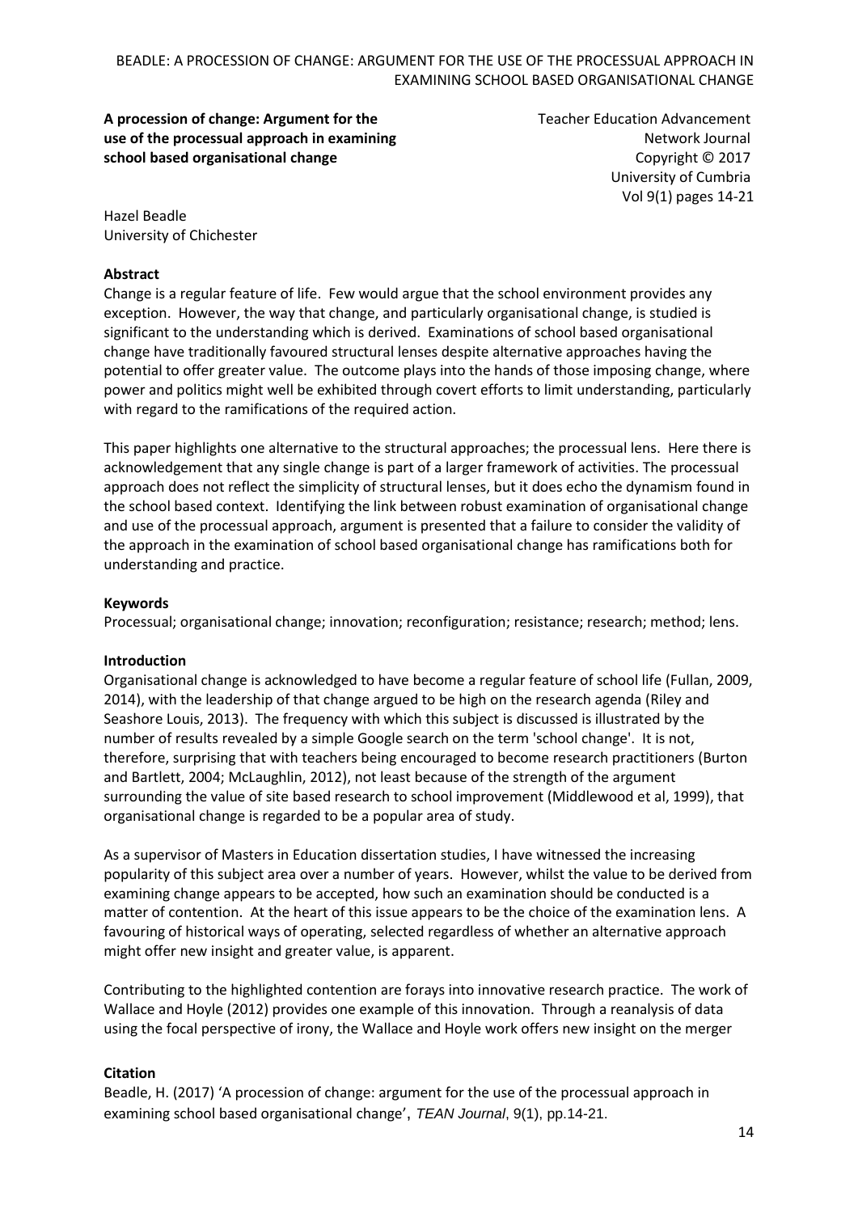**A procession of change: Argument for the use of the processual approach in examining school based organisational change**

Teacher Education Advancement Network Journal
Copyright © 2017
University of Cumbria
Vol 9(1) pages 14-21

Hazel Beadle
University of Chichester

**Abstract**

Change is a regular feature of life. Few would argue that the school environment provides any exception. However, the way that change, and particularly organisational change, is studied is significant to the understanding which is derived. Examinations of school based organisational change have traditionally favoured structural lenses despite alternative approaches having the potential to offer greater value. The outcome plays into the hands of those imposing change, where power and politics might well be exhibited through covert efforts to limit understanding, particularly with regard to the ramifications of the required action.

This paper highlights one alternative to the structural approaches; the processual lens. Here there is acknowledgement that any single change is part of a larger framework of activities. The processual approach does not reflect the simplicity of structural lenses, but it does echo the dynamism found in the school based context. Identifying the link between robust examination of organisational change and use of the processual approach, argument is presented that a failure to consider the validity of the approach in the examination of school based organisational change has ramifications both for understanding and practice.

**Keywords**

Processual; organisational change; innovation; reconfiguration; resistance; research; method; lens.

**Introduction**

Organisational change is acknowledged to have become a regular feature of school life (Fullan, 2009, 2014), with the leadership of that change argued to be high on the research agenda (Riley and Seashore Louis, 2013). The frequency with which this subject is discussed is illustrated by the number of results revealed by a simple Google search on the term 'school change'. It is not, therefore, surprising that with teachers being encouraged to become research practitioners (Burton and Bartlett, 2004; McLaughlin, 2012), not least because of the strength of the argument surrounding the value of site based research to school improvement (Middlewood et al, 1999), that organisational change is regarded to be a popular area of study.

As a supervisor of Masters in Education dissertation studies, I have witnessed the increasing popularity of this subject area over a number of years. However, whilst the value to be derived from examining change appears to be accepted, how such an examination should be conducted is a matter of contention. At the heart of this issue appears to be the choice of the examination lens. A favouring of historical ways of operating, selected regardless of whether an alternative approach might offer new insight and greater value, is apparent.

Contributing to the highlighted contention are forays into innovative research practice. The work of Wallace and Hoyle (2012) provides one example of this innovation. Through a reanalysis of data using the focal perspective of irony, the Wallace and Hoyle work offers new insight on the merger

**Citation**

Beadle, H. (2017) 'A procession of change: argument for the use of the processual approach in examining school based organisational change', *TEAN Journal*, 9(1), pp.14-21.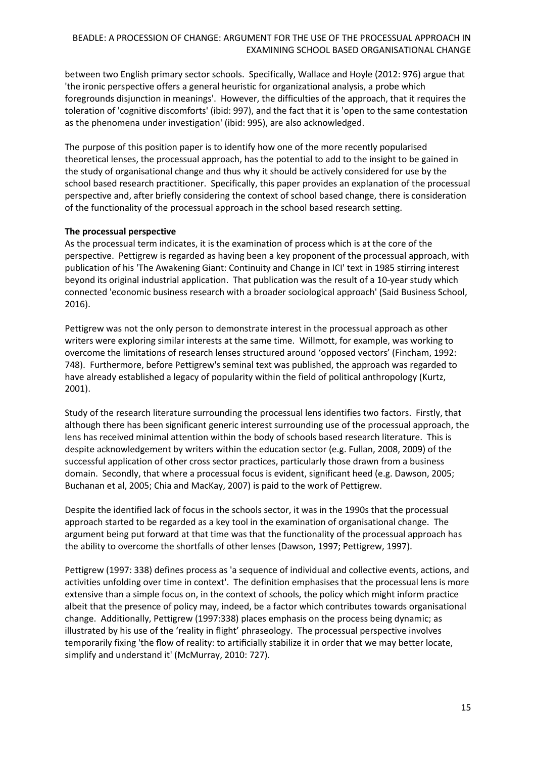between two English primary sector schools. Specifically, Wallace and Hoyle (2012: 976) argue that 'the ironic perspective offers a general heuristic for organizational analysis, a probe which foregrounds disjunction in meanings'. However, the difficulties of the approach, that it requires the toleration of 'cognitive discomforts' (ibid: 997), and the fact that it is 'open to the same contestation as the phenomena under investigation' (ibid: 995), are also acknowledged.

The purpose of this position paper is to identify how one of the more recently popularised theoretical lenses, the processual approach, has the potential to add to the insight to be gained in the study of organisational change and thus why it should be actively considered for use by the school based research practitioner. Specifically, this paper provides an explanation of the processual perspective and, after briefly considering the context of school based change, there is consideration of the functionality of the processual approach in the school based research setting.

**The processual perspective**

As the processual term indicates, it is the examination of process which is at the core of the perspective. Pettigrew is regarded as having been a key proponent of the processual approach, with publication of his 'The Awakening Giant: Continuity and Change in ICI' text in 1985 stirring interest beyond its original industrial application. That publication was the result of a 10-year study which connected 'economic business research with a broader sociological approach' (Said Business School, 2016).

Pettigrew was not the only person to demonstrate interest in the processual approach as other writers were exploring similar interests at the same time. Willmott, for example, was working to overcome the limitations of research lenses structured around 'opposed vectors' (Fincham, 1992: 748). Furthermore, before Pettigrew's seminal text was published, the approach was regarded to have already established a legacy of popularity within the field of political anthropology (Kurtz, 2001).

Study of the research literature surrounding the processual lens identifies two factors. Firstly, that although there has been significant generic interest surrounding use of the processual approach, the lens has received minimal attention within the body of schools based research literature. This is despite acknowledgement by writers within the education sector (e.g. Fullan, 2008, 2009) of the successful application of other cross sector practices, particularly those drawn from a business domain. Secondly, that where a processual focus is evident, significant heed (e.g. Dawson, 2005; Buchanan et al, 2005; Chia and MacKay, 2007) is paid to the work of Pettigrew.

Despite the identified lack of focus in the schools sector, it was in the 1990s that the processual approach started to be regarded as a key tool in the examination of organisational change. The argument being put forward at that time was that the functionality of the processual approach has the ability to overcome the shortfalls of other lenses (Dawson, 1997; Pettigrew, 1997).

Pettigrew (1997: 338) defines process as 'a sequence of individual and collective events, actions, and activities unfolding over time in context'. The definition emphasises that the processual lens is more extensive than a simple focus on, in the context of schools, the policy which might inform practice albeit that the presence of policy may, indeed, be a factor which contributes towards organisational change. Additionally, Pettigrew (1997:338) places emphasis on the process being dynamic; as illustrated by his use of the 'reality in flight' phraseology. The processual perspective involves temporarily fixing 'the flow of reality: to artificially stabilize it in order that we may better locate, simplify and understand it' (McMurray, 2010: 727).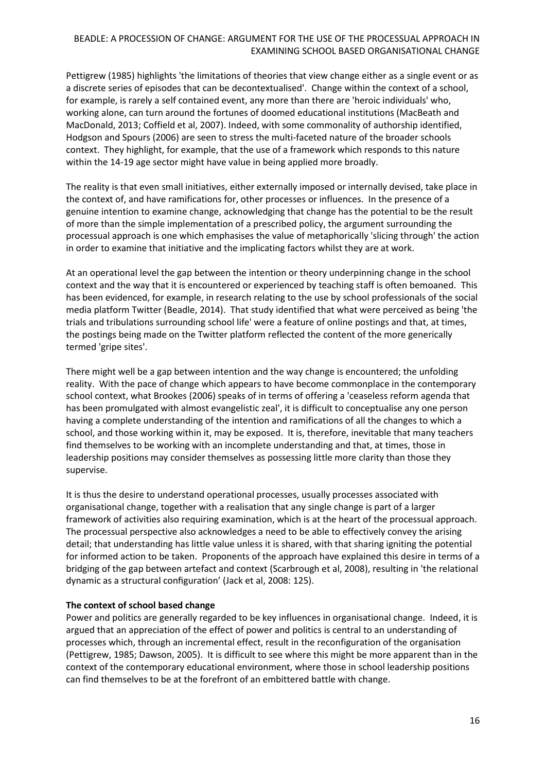Pettigrew (1985) highlights 'the limitations of theories that view change either as a single event or as a discrete series of episodes that can be decontextualised'. Change within the context of a school, for example, is rarely a self contained event, any more than there are 'heroic individuals' who, working alone, can turn around the fortunes of doomed educational institutions (MacBeath and MacDonald, 2013; Coffield et al, 2007). Indeed, with some commonality of authorship identified, Hodgson and Spours (2006) are seen to stress the multi-faceted nature of the broader schools context. They highlight, for example, that the use of a framework which responds to this nature within the 14-19 age sector might have value in being applied more broadly.

The reality is that even small initiatives, either externally imposed or internally devised, take place in the context of, and have ramifications for, other processes or influences. In the presence of a genuine intention to examine change, acknowledging that change has the potential to be the result of more than the simple implementation of a prescribed policy, the argument surrounding the processual approach is one which emphasises the value of metaphorically 'slicing through' the action in order to examine that initiative and the implicating factors whilst they are at work.

At an operational level the gap between the intention or theory underpinning change in the school context and the way that it is encountered or experienced by teaching staff is often bemoaned. This has been evidenced, for example, in research relating to the use by school professionals of the social media platform Twitter (Beadle, 2014). That study identified that what were perceived as being 'the trials and tribulations surrounding school life' were a feature of online postings and that, at times, the postings being made on the Twitter platform reflected the content of the more generically termed 'gripe sites'.

There might well be a gap between intention and the way change is encountered; the unfolding reality. With the pace of change which appears to have become commonplace in the contemporary school context, what Brookes (2006) speaks of in terms of offering a 'ceaseless reform agenda that has been promulgated with almost evangelistic zeal', it is difficult to conceptualise any one person having a complete understanding of the intention and ramifications of all the changes to which a school, and those working within it, may be exposed. It is, therefore, inevitable that many teachers find themselves to be working with an incomplete understanding and that, at times, those in leadership positions may consider themselves as possessing little more clarity than those they supervise.

It is thus the desire to understand operational processes, usually processes associated with organisational change, together with a realisation that any single change is part of a larger framework of activities also requiring examination, which is at the heart of the processual approach. The processual perspective also acknowledges a need to be able to effectively convey the arising detail; that understanding has little value unless it is shared, with that sharing igniting the potential for informed action to be taken. Proponents of the approach have explained this desire in terms of a bridging of the gap between artefact and context (Scarbrough et al, 2008), resulting in 'the relational dynamic as a structural configuration' (Jack et al, 2008: 125).

**The context of school based change**

Power and politics are generally regarded to be key influences in organisational change. Indeed, it is argued that an appreciation of the effect of power and politics is central to an understanding of processes which, through an incremental effect, result in the reconfiguration of the organisation (Pettigrew, 1985; Dawson, 2005). It is difficult to see where this might be more apparent than in the context of the contemporary educational environment, where those in school leadership positions can find themselves to be at the forefront of an embittered battle with change.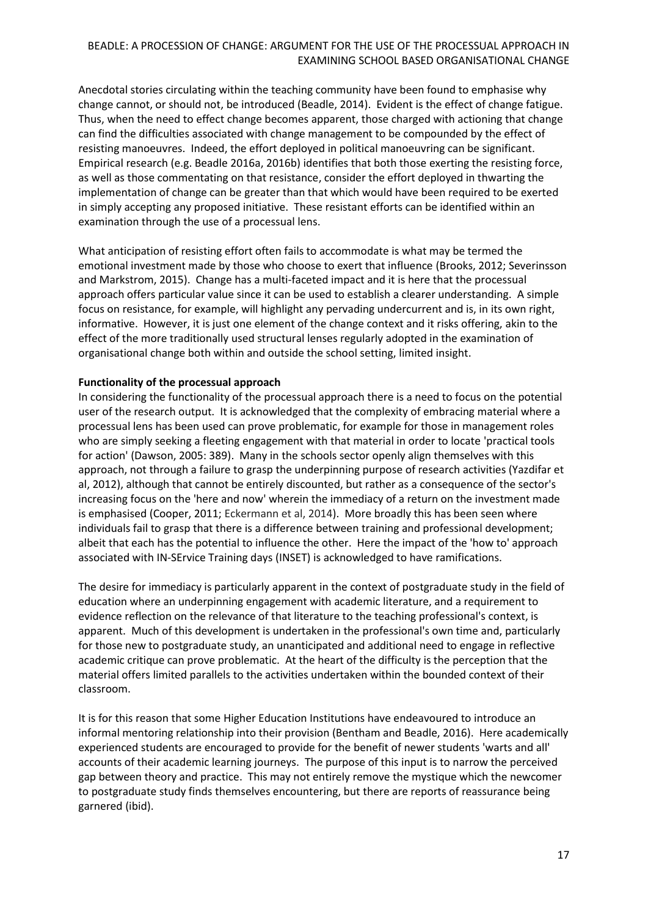Anecdotal stories circulating within the teaching community have been found to emphasise why change cannot, or should not, be introduced (Beadle, 2014). Evident is the effect of change fatigue. Thus, when the need to effect change becomes apparent, those charged with actioning that change can find the difficulties associated with change management to be compounded by the effect of resisting manoeuvres. Indeed, the effort deployed in political manoeuvring can be significant. Empirical research (e.g. Beadle 2016a, 2016b) identifies that both those exerting the resisting force, as well as those commentating on that resistance, consider the effort deployed in thwarting the implementation of change can be greater than that which would have been required to be exerted in simply accepting any proposed initiative. These resistant efforts can be identified within an examination through the use of a processual lens.

What anticipation of resisting effort often fails to accommodate is what may be termed the emotional investment made by those who choose to exert that influence (Brooks, 2012; Severinsson and Markstrom, 2015). Change has a multi-faceted impact and it is here that the processual approach offers particular value since it can be used to establish a clearer understanding. A simple focus on resistance, for example, will highlight any pervading undercurrent and is, in its own right, informative. However, it is just one element of the change context and it risks offering, akin to the effect of the more traditionally used structural lenses regularly adopted in the examination of organisational change both within and outside the school setting, limited insight.

**Functionality of the processual approach**

In considering the functionality of the processual approach there is a need to focus on the potential user of the research output. It is acknowledged that the complexity of embracing material where a processual lens has been used can prove problematic, for example for those in management roles who are simply seeking a fleeting engagement with that material in order to locate 'practical tools for action' (Dawson, 2005: 389). Many in the schools sector openly align themselves with this approach, not through a failure to grasp the underpinning purpose of research activities (Yazdifar et al, 2012), although that cannot be entirely discounted, but rather as a consequence of the sector's increasing focus on the 'here and now' wherein the immediacy of a return on the investment made is emphasised (Cooper, 2011; Eckermann et al, 2014). More broadly this has been seen where individuals fail to grasp that there is a difference between training and professional development; albeit that each has the potential to influence the other. Here the impact of the 'how to' approach associated with IN-SErvice Training days (INSET) is acknowledged to have ramifications.

The desire for immediacy is particularly apparent in the context of postgraduate study in the field of education where an underpinning engagement with academic literature, and a requirement to evidence reflection on the relevance of that literature to the teaching professional's context, is apparent. Much of this development is undertaken in the professional's own time and, particularly for those new to postgraduate study, an unanticipated and additional need to engage in reflective academic critique can prove problematic. At the heart of the difficulty is the perception that the material offers limited parallels to the activities undertaken within the bounded context of their classroom.

It is for this reason that some Higher Education Institutions have endeavoured to introduce an informal mentoring relationship into their provision (Bentham and Beadle, 2016). Here academically experienced students are encouraged to provide for the benefit of newer students 'warts and all' accounts of their academic learning journeys. The purpose of this input is to narrow the perceived gap between theory and practice. This may not entirely remove the mystique which the newcomer to postgraduate study finds themselves encountering, but there are reports of reassurance being garnered (ibid).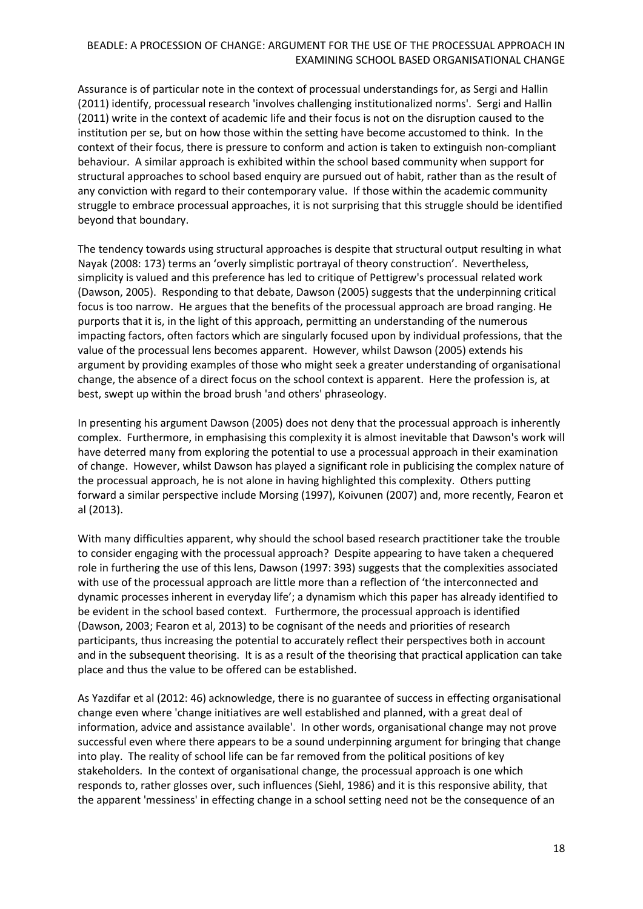Assurance is of particular note in the context of processual understandings for, as Sergi and Hallin (2011) identify, processual research 'involves challenging institutionalized norms'. Sergi and Hallin (2011) write in the context of academic life and their focus is not on the disruption caused to the institution per se, but on how those within the setting have become accustomed to think. In the context of their focus, there is pressure to conform and action is taken to extinguish non-compliant behaviour. A similar approach is exhibited within the school based community when support for structural approaches to school based enquiry are pursued out of habit, rather than as the result of any conviction with regard to their contemporary value. If those within the academic community struggle to embrace processual approaches, it is not surprising that this struggle should be identified beyond that boundary.

The tendency towards using structural approaches is despite that structural output resulting in what Nayak (2008: 173) terms an 'overly simplistic portrayal of theory construction'. Nevertheless, simplicity is valued and this preference has led to critique of Pettigrew's processual related work (Dawson, 2005). Responding to that debate, Dawson (2005) suggests that the underpinning critical focus is too narrow. He argues that the benefits of the processual approach are broad ranging. He purports that it is, in the light of this approach, permitting an understanding of the numerous impacting factors, often factors which are singularly focused upon by individual professions, that the value of the processual lens becomes apparent. However, whilst Dawson (2005) extends his argument by providing examples of those who might seek a greater understanding of organisational change, the absence of a direct focus on the school context is apparent. Here the profession is, at best, swept up within the broad brush 'and others' phraseology.

In presenting his argument Dawson (2005) does not deny that the processual approach is inherently complex. Furthermore, in emphasising this complexity it is almost inevitable that Dawson's work will have deterred many from exploring the potential to use a processual approach in their examination of change. However, whilst Dawson has played a significant role in publicising the complex nature of the processual approach, he is not alone in having highlighted this complexity. Others putting forward a similar perspective include Morsing (1997), Koivunen (2007) and, more recently, Fearon et al (2013).

With many difficulties apparent, why should the school based research practitioner take the trouble to consider engaging with the processual approach? Despite appearing to have taken a chequered role in furthering the use of this lens, Dawson (1997: 393) suggests that the complexities associated with use of the processual approach are little more than a reflection of 'the interconnected and dynamic processes inherent in everyday life'; a dynamism which this paper has already identified to be evident in the school based context. Furthermore, the processual approach is identified (Dawson, 2003; Fearon et al, 2013) to be cognisant of the needs and priorities of research participants, thus increasing the potential to accurately reflect their perspectives both in account and in the subsequent theorising. It is as a result of the theorising that practical application can take place and thus the value to be offered can be established.

As Yazdifar et al (2012: 46) acknowledge, there is no guarantee of success in effecting organisational change even where 'change initiatives are well established and planned, with a great deal of information, advice and assistance available'. In other words, organisational change may not prove successful even where there appears to be a sound underpinning argument for bringing that change into play. The reality of school life can be far removed from the political positions of key stakeholders. In the context of organisational change, the processual approach is one which responds to, rather glosses over, such influences (Siehl, 1986) and it is this responsive ability, that the apparent 'messiness' in effecting change in a school setting need not be the consequence of an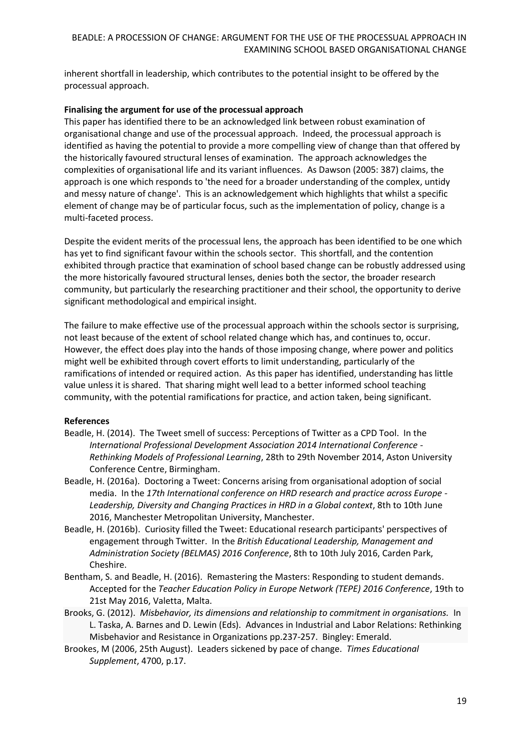inherent shortfall in leadership, which contributes to the potential insight to be offered by the processual approach.

**Finalising the argument for use of the processual approach**

This paper has identified there to be an acknowledged link between robust examination of organisational change and use of the processual approach. Indeed, the processual approach is identified as having the potential to provide a more compelling view of change than that offered by the historically favoured structural lenses of examination. The approach acknowledges the complexities of organisational life and its variant influences. As Dawson (2005: 387) claims, the approach is one which responds to 'the need for a broader understanding of the complex, untidy and messy nature of change'. This is an acknowledgement which highlights that whilst a specific element of change may be of particular focus, such as the implementation of policy, change is a multi-faceted process.

Despite the evident merits of the processual lens, the approach has been identified to be one which has yet to find significant favour within the schools sector. This shortfall, and the contention exhibited through practice that examination of school based change can be robustly addressed using the more historically favoured structural lenses, denies both the sector, the broader research community, but particularly the researching practitioner and their school, the opportunity to derive significant methodological and empirical insight.

The failure to make effective use of the processual approach within the schools sector is surprising, not least because of the extent of school related change which has, and continues to, occur. However, the effect does play into the hands of those imposing change, where power and politics might well be exhibited through covert efforts to limit understanding, particularly of the ramifications of intended or required action. As this paper has identified, understanding has little value unless it is shared. That sharing might well lead to a better informed school teaching community, with the potential ramifications for practice, and action taken, being significant.

**References**

Beadle, H. (2014). The Tweet smell of success: Perceptions of Twitter as a CPD Tool. In the *International Professional Development Association 2014 International Conference - Rethinking Models of Professional Learning*, 28th to 29th November 2014, Aston University Conference Centre, Birmingham.

Beadle, H. (2016a). Doctoring a Tweet: Concerns arising from organisational adoption of social media. In the *17th International conference on HRD research and practice across Europe - Leadership, Diversity and Changing Practices in HRD in a Global context*, 8th to 10th June 2016, Manchester Metropolitan University, Manchester.

Beadle, H. (2016b). Curiosity filled the Tweet: Educational research participants' perspectives of engagement through Twitter. In the *British Educational Leadership, Management and Administration Society (BELMAS) 2016 Conference*, 8th to 10th July 2016, Carden Park, Cheshire.

Bentham, S. and Beadle, H. (2016). Remastering the Masters: Responding to student demands. Accepted for the *Teacher Education Policy in Europe Network (TEPE) 2016 Conference*, 19th to 21st May 2016, Valetta, Malta.

Brooks, G. (2012). *Misbehavior, its dimensions and relationship to commitment in organisations.* In L. Taska, A. Barnes and D. Lewin (Eds). Advances in Industrial and Labor Relations: Rethinking Misbehavior and Resistance in Organizations pp.237-257. Bingley: Emerald.

Brookes, M (2006, 25th August). Leaders sickened by pace of change. *Times Educational Supplement*, 4700, p.17.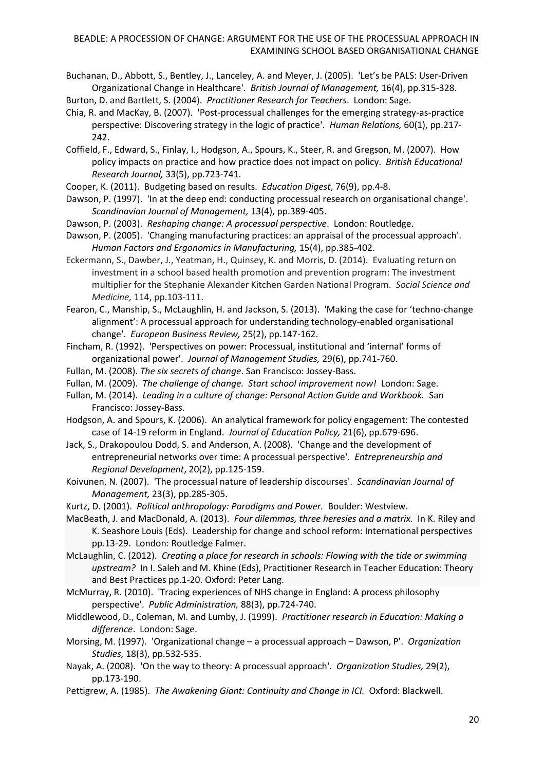Buchanan, D., Abbott, S., Bentley, J., Lanceley, A. and Meyer, J. (2005). 'Let's be PALS: User-Driven Organizational Change in Healthcare'. *British Journal of Management,* 16(4), pp.315-328.

Burton, D. and Bartlett, S. (2004). *Practitioner Research for Teachers*. London: Sage.

Chia, R. and MacKay, B. (2007). 'Post-processual challenges for the emerging strategy-as-practice perspective: Discovering strategy in the logic of practice'. *Human Relations,* 60(1), pp.217-242.

Coffield, F., Edward, S., Finlay, I., Hodgson, A., Spours, K., Steer, R. and Gregson, M. (2007). How policy impacts on practice and how practice does not impact on policy. *British Educational Research Journal,* 33(5), pp.723-741.

Cooper, K. (2011). Budgeting based on results. *Education Digest*, 76(9), pp.4-8.

Dawson, P. (1997). 'In at the deep end: conducting processual research on organisational change'. *Scandinavian Journal of Management,* 13(4), pp.389-405.

Dawson, P. (2003). *Reshaping change: A processual perspective*. London: Routledge.

Dawson, P. (2005). 'Changing manufacturing practices: an appraisal of the processual approach'. *Human Factors and Ergonomics in Manufacturing,* 15(4), pp.385-402.

Eckermann, S., Dawber, J., Yeatman, H., Quinsey, K. and Morris, D. (2014). Evaluating return on investment in a school based health promotion and prevention program: The investment multiplier for the Stephanie Alexander Kitchen Garden National Program. *Social Science and Medicine,* 114, pp.103-111.

Fearon, C., Manship, S., McLaughlin, H. and Jackson, S. (2013). 'Making the case for 'techno-change alignment': A processual approach for understanding technology-enabled organisational change'. *European Business Review,* 25(2), pp.147-162.

Fincham, R. (1992). 'Perspectives on power: Processual, institutional and 'internal' forms of organizational power'. *Journal of Management Studies,* 29(6), pp.741-760.

Fullan, M. (2008). *The six secrets of change*. San Francisco: Jossey-Bass.

Fullan, M. (2009). *The challenge of change. Start school improvement now!* London: Sage.

Fullan, M. (2014). *Leading in a culture of change: Personal Action Guide and Workbook.* San Francisco: Jossey-Bass.

Hodgson, A. and Spours, K. (2006). An analytical framework for policy engagement: The contested case of 14-19 reform in England. *Journal of Education Policy,* 21(6), pp.679-696.

Jack, S., Drakopoulou Dodd, S. and Anderson, A. (2008). 'Change and the development of entrepreneurial networks over time: A processual perspective'. *Entrepreneurship and Regional Development*, 20(2), pp.125-159.

Koivunen, N. (2007). 'The processual nature of leadership discourses'. *Scandinavian Journal of Management,* 23(3), pp.285-305.

Kurtz, D. (2001). *Political anthropology: Paradigms and Power.* Boulder: Westview.

MacBeath, J. and MacDonald, A. (2013). *Four dilemmas, three heresies and a matrix.* In K. Riley and K. Seashore Louis (Eds). Leadership for change and school reform: International perspectives pp.13-29. London: Routledge Falmer.

McLaughlin, C. (2012). *Creating a place for research in schools: Flowing with the tide or swimming upstream?* In I. Saleh and M. Khine (Eds), Practitioner Research in Teacher Education: Theory and Best Practices pp.1-20. Oxford: Peter Lang.

McMurray, R. (2010). 'Tracing experiences of NHS change in England: A process philosophy perspective'. *Public Administration,* 88(3), pp.724-740.

Middlewood, D., Coleman, M. and Lumby, J. (1999). *Practitioner research in Education: Making a difference*. London: Sage.

Morsing, M. (1997). 'Organizational change – a processual approach – Dawson, P'. *Organization Studies,* 18(3), pp.532-535.

Nayak, A. (2008). 'On the way to theory: A processual approach'. *Organization Studies,* 29(2), pp.173-190.

Pettigrew, A. (1985). *The Awakening Giant: Continuity and Change in ICI.* Oxford: Blackwell.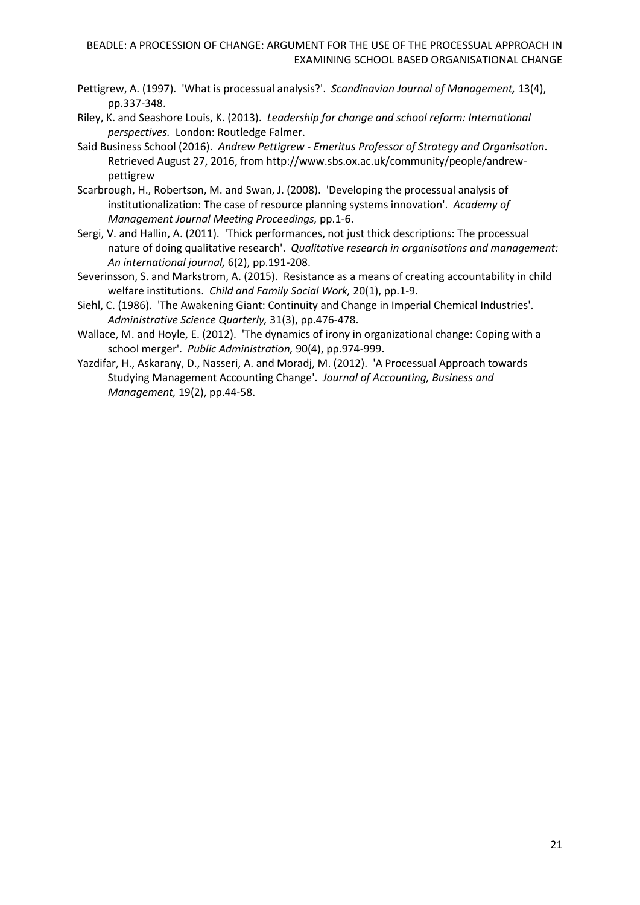Pettigrew, A. (1997). 'What is processual analysis?'. *Scandinavian Journal of Management,* 13(4), pp.337-348.

Riley, K. and Seashore Louis, K. (2013). *Leadership for change and school reform: International perspectives.* London: Routledge Falmer.

Said Business School (2016). *Andrew Pettigrew - Emeritus Professor of Strategy and Organisation*. Retrieved August 27, 2016, from http://www.sbs.ox.ac.uk/community/people/andrew-pettigrew

Scarbrough, H., Robertson, M. and Swan, J. (2008). 'Developing the processual analysis of institutionalization: The case of resource planning systems innovation'. *Academy of Management Journal Meeting Proceedings,* pp.1-6.

Sergi, V. and Hallin, A. (2011). 'Thick performances, not just thick descriptions: The processual nature of doing qualitative research'. *Qualitative research in organisations and management: An international journal,* 6(2), pp.191-208.

Severinsson, S. and Markstrom, A. (2015). Resistance as a means of creating accountability in child welfare institutions. *Child and Family Social Work,* 20(1), pp.1-9.

Siehl, C. (1986). 'The Awakening Giant: Continuity and Change in Imperial Chemical Industries'. *Administrative Science Quarterly,* 31(3), pp.476-478.

Wallace, M. and Hoyle, E. (2012). 'The dynamics of irony in organizational change: Coping with a school merger'. *Public Administration,* 90(4), pp.974-999.

Yazdifar, H., Askarany, D., Nasseri, A. and Moradj, M. (2012). 'A Processual Approach towards Studying Management Accounting Change'. *Journal of Accounting, Business and Management,* 19(2), pp.44-58.